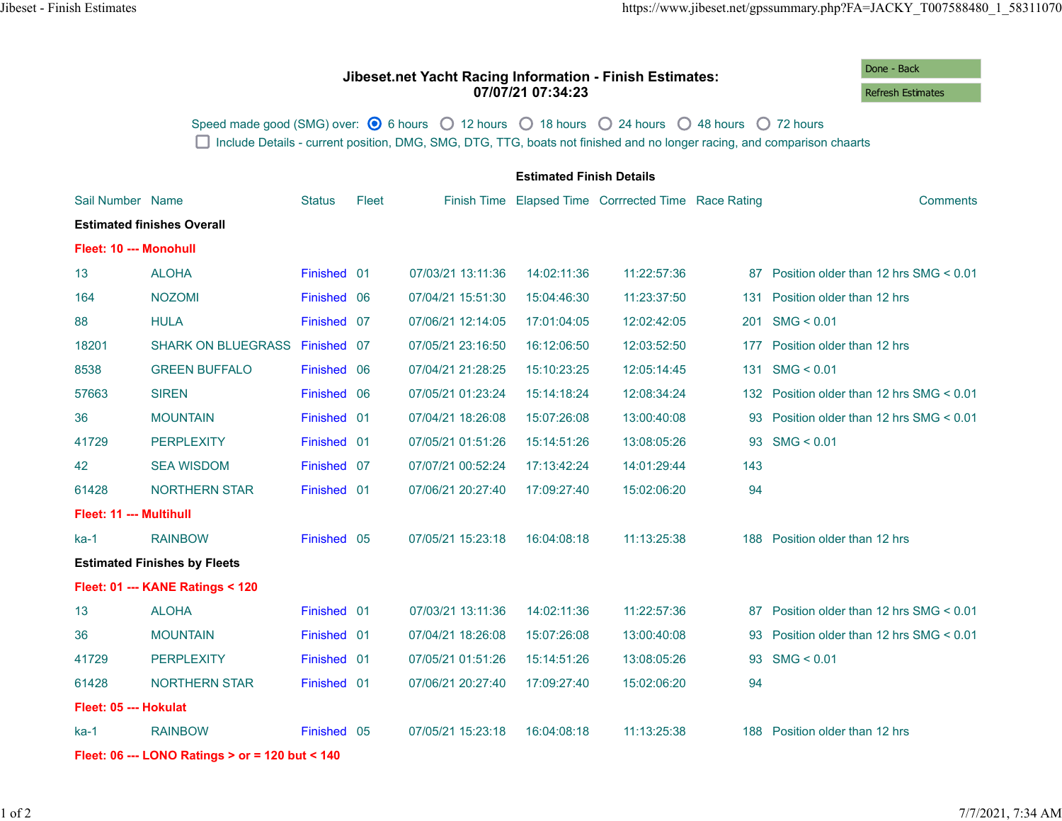# Jibeset.net Yacht Racing Information - Finish Estimates:
## 07/07/21 07:34:23

Done - Back

Refresh Estimates

Speed made good (SMG) over: ◉ 6 hours ○ 12 hours ○ 18 hours ○ 24 hours ○ 48 hours ○ 72 hours

☐ Include Details - current position, DMG, SMG, DTG, TTG, boats not finished and no longer racing, and comparison chaarts

**Estimated Finish Details**

| Sail Number | Name | Status | Fleet | Finish Time | Elapsed Time | Corrrected Time | Race Rating | Comments |
|---|---|---|---|---|---|---|---|---|
| **Estimated finishes Overall** | | | | | | | | |
| **Fleet: 10 --- Monohull** | | | | | | | | |
| 13 | ALOHA | Finished | 01 | 07/03/21 13:11:36 | 14:02:11:36 | 11:22:57:36 | 87 | Position older than 12 hrs SMG < 0.01 |
| 164 | NOZOMI | Finished | 06 | 07/04/21 15:51:30 | 15:04:46:30 | 11:23:37:50 | 131 | Position older than 12 hrs |
| 88 | HULA | Finished | 07 | 07/06/21 12:14:05 | 17:01:04:05 | 12:02:42:05 | 201 | SMG < 0.01 |
| 18201 | SHARK ON BLUEGRASS | Finished | 07 | 07/05/21 23:16:50 | 16:12:06:50 | 12:03:52:50 | 177 | Position older than 12 hrs |
| 8538 | GREEN BUFFALO | Finished | 06 | 07/04/21 21:28:25 | 15:10:23:25 | 12:05:14:45 | 131 | SMG < 0.01 |
| 57663 | SIREN | Finished | 06 | 07/05/21 01:23:24 | 15:14:18:24 | 12:08:34:24 | 132 | Position older than 12 hrs SMG < 0.01 |
| 36 | MOUNTAIN | Finished | 01 | 07/04/21 18:26:08 | 15:07:26:08 | 13:00:40:08 | 93 | Position older than 12 hrs SMG < 0.01 |
| 41729 | PERPLEXITY | Finished | 01 | 07/05/21 01:51:26 | 15:14:51:26 | 13:08:05:26 | 93 | SMG < 0.01 |
| 42 | SEA WISDOM | Finished | 07 | 07/07/21 00:52:24 | 17:13:42:24 | 14:01:29:44 | 143 | |
| 61428 | NORTHERN STAR | Finished | 01 | 07/06/21 20:27:40 | 17:09:27:40 | 15:02:06:20 | 94 | |
| **Fleet: 11 --- Multihull** | | | | | | | | |
| ka-1 | RAINBOW | Finished | 05 | 07/05/21 15:23:18 | 16:04:08:18 | 11:13:25:38 | 188 | Position older than 12 hrs |
| **Estimated Finishes by Fleets** | | | | | | | | |
| **Fleet: 01 --- KANE Ratings < 120** | | | | | | | | |
| 13 | ALOHA | Finished | 01 | 07/03/21 13:11:36 | 14:02:11:36 | 11:22:57:36 | 87 | Position older than 12 hrs SMG < 0.01 |
| 36 | MOUNTAIN | Finished | 01 | 07/04/21 18:26:08 | 15:07:26:08 | 13:00:40:08 | 93 | Position older than 12 hrs SMG < 0.01 |
| 41729 | PERPLEXITY | Finished | 01 | 07/05/21 01:51:26 | 15:14:51:26 | 13:08:05:26 | 93 | SMG < 0.01 |
| 61428 | NORTHERN STAR | Finished | 01 | 07/06/21 20:27:40 | 17:09:27:40 | 15:02:06:20 | 94 | |
| **Fleet: 05 --- Hokulat** | | | | | | | | |
| ka-1 | RAINBOW | Finished | 05 | 07/05/21 15:23:18 | 16:04:08:18 | 11:13:25:38 | 188 | Position older than 12 hrs |
| **Fleet: 06 --- LONO Ratings > or = 120 but < 140** | | | | | | | | |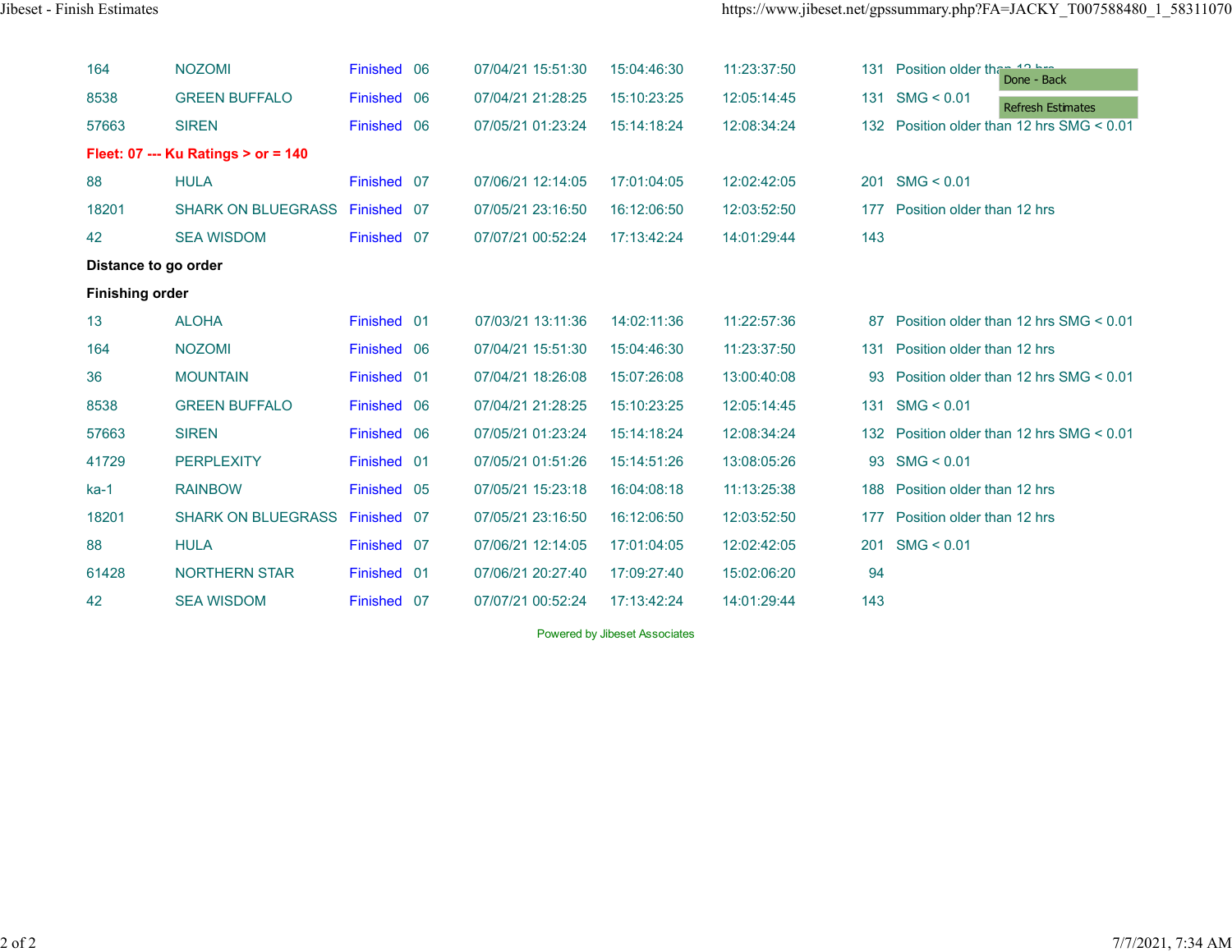| | | | | | | | | |
|---|---|---|---|---|---|---|---|---|
| 164 | NOZOMI | Finished | 06 | 07/04/21 15:51:30 | 15:04:46:30 | 11:23:37:50 | 131 | Position older than 12 hrs |
| 8538 | GREEN BUFFALO | Finished | 06 | 07/04/21 21:28:25 | 15:10:23:25 | 12:05:14:45 | 131 | SMG < 0.01 |
| 57663 | SIREN | Finished | 06 | 07/05/21 01:23:24 | 15:14:18:24 | 12:08:34:24 | 132 | Position older than 12 hrs SMG < 0.01 |

Done - Back

Refresh Estimates

**Fleet: 07 --- Ku Ratings > or = 140**

| | | | | | | | | |
|---|---|---|---|---|---|---|---|---|
| 88 | HULA | Finished | 07 | 07/06/21 12:14:05 | 17:01:04:05 | 12:02:42:05 | 201 | SMG < 0.01 |
| 18201 | SHARK ON BLUEGRASS | Finished | 07 | 07/05/21 23:16:50 | 16:12:06:50 | 12:03:52:50 | 177 | Position older than 12 hrs |
| 42 | SEA WISDOM | Finished | 07 | 07/07/21 00:52:24 | 17:13:42:24 | 14:01:29:44 | 143 | |

**Distance to go order**

**Finishing order**

| | | | | | | | | |
|---|---|---|---|---|---|---|---|---|
| 13 | ALOHA | Finished | 01 | 07/03/21 13:11:36 | 14:02:11:36 | 11:22:57:36 | 87 | Position older than 12 hrs SMG < 0.01 |
| 164 | NOZOMI | Finished | 06 | 07/04/21 15:51:30 | 15:04:46:30 | 11:23:37:50 | 131 | Position older than 12 hrs |
| 36 | MOUNTAIN | Finished | 01 | 07/04/21 18:26:08 | 15:07:26:08 | 13:00:40:08 | 93 | Position older than 12 hrs SMG < 0.01 |
| 8538 | GREEN BUFFALO | Finished | 06 | 07/04/21 21:28:25 | 15:10:23:25 | 12:05:14:45 | 131 | SMG < 0.01 |
| 57663 | SIREN | Finished | 06 | 07/05/21 01:23:24 | 15:14:18:24 | 12:08:34:24 | 132 | Position older than 12 hrs SMG < 0.01 |
| 41729 | PERPLEXITY | Finished | 01 | 07/05/21 01:51:26 | 15:14:51:26 | 13:08:05:26 | 93 | SMG < 0.01 |
| ka-1 | RAINBOW | Finished | 05 | 07/05/21 15:23:18 | 16:04:08:18 | 11:13:25:38 | 188 | Position older than 12 hrs |
| 18201 | SHARK ON BLUEGRASS | Finished | 07 | 07/05/21 23:16:50 | 16:12:06:50 | 12:03:52:50 | 177 | Position older than 12 hrs |
| 88 | HULA | Finished | 07 | 07/06/21 12:14:05 | 17:01:04:05 | 12:02:42:05 | 201 | SMG < 0.01 |
| 61428 | NORTHERN STAR | Finished | 01 | 07/06/21 20:27:40 | 17:09:27:40 | 15:02:06:20 | 94 | |
| 42 | SEA WISDOM | Finished | 07 | 07/07/21 00:52:24 | 17:13:42:24 | 14:01:29:44 | 143 | |

Powered by Jibeset Associates